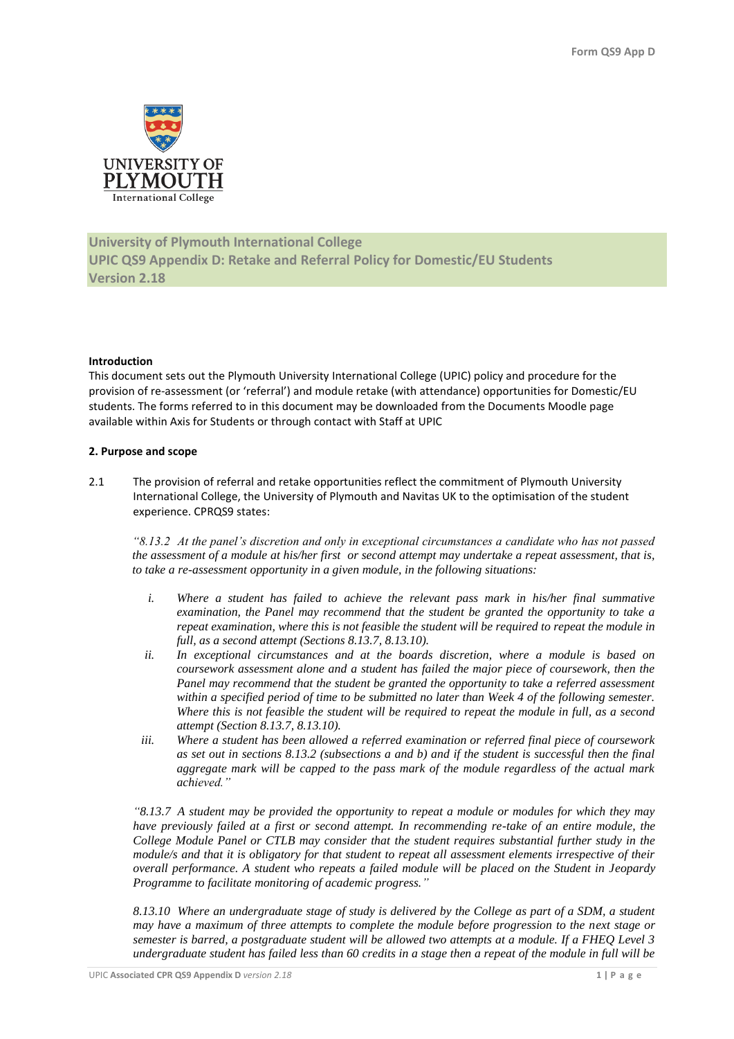University of Plymouth International College
UPIC QS9 Appendix D: Retake and Referral Policy for Domestic/EU Students
Version 2.18

**Introduction**

This document sets out the Plymouth University International College (UPIC) policy and procedure for the provision of re-assessment (or 'referral') and module retake (with attendance) opportunities for Domestic/EU students. The forms referred to in this document may be downloaded from the Documents Moodle page available within Axis for Students or through contact with Staff at UPIC

**2. Purpose and scope**

2.1 The provision of referral and retake opportunities reflect the commitment of Plymouth University International College, the University of Plymouth and Navitas UK to the optimisation of the student experience. CPRQS9 states:

*"8.13.2 At the panel's discretion and only in exceptional circumstances a candidate who has not passed the assessment of a module at his/her first or second attempt may undertake a repeat assessment, that is, to take a re-assessment opportunity in a given module, in the following situations:*

*i. Where a student has failed to achieve the relevant pass mark in his/her final summative examination, the Panel may recommend that the student be granted the opportunity to take a repeat examination, where this is not feasible the student will be required to repeat the module in full, as a second attempt (Sections 8.13.7, 8.13.10).*

*ii. In exceptional circumstances and at the boards discretion, where a module is based on coursework assessment alone and a student has failed the major piece of coursework, then the Panel may recommend that the student be granted the opportunity to take a referred assessment within a specified period of time to be submitted no later than Week 4 of the following semester. Where this is not feasible the student will be required to repeat the module in full, as a second attempt (Section 8.13.7, 8.13.10).*

*iii. Where a student has been allowed a referred examination or referred final piece of coursework as set out in sections 8.13.2 (subsections a and b) and if the student is successful then the final aggregate mark will be capped to the pass mark of the module regardless of the actual mark achieved."*

*"8.13.7 A student may be provided the opportunity to repeat a module or modules for which they may have previously failed at a first or second attempt. In recommending re-take of an entire module, the College Module Panel or CTLB may consider that the student requires substantial further study in the module/s and that it is obligatory for that student to repeat all assessment elements irrespective of their overall performance. A student who repeats a failed module will be placed on the Student in Jeopardy Programme to facilitate monitoring of academic progress."*

*8.13.10 Where an undergraduate stage of study is delivered by the College as part of a SDM, a student may have a maximum of three attempts to complete the module before progression to the next stage or semester is barred, a postgraduate student will be allowed two attempts at a module. If a FHEQ Level 3 undergraduate student has failed less than 60 credits in a stage then a repeat of the module in full will be*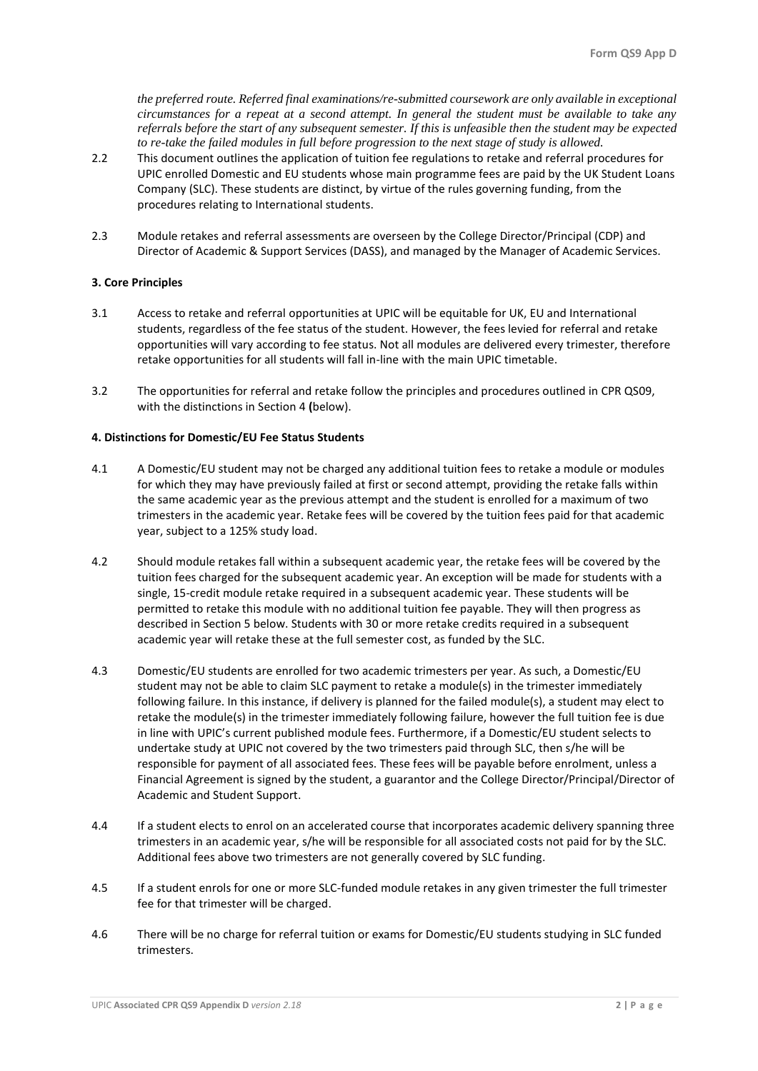*the preferred route. Referred final examinations/re-submitted coursework are only available in exceptional circumstances for a repeat at a second attempt. In general the student must be available to take any referrals before the start of any subsequent semester. If this is unfeasible then the student may be expected to re-take the failed modules in full before progression to the next stage of study is allowed.*

2.2 This document outlines the application of tuition fee regulations to retake and referral procedures for UPIC enrolled Domestic and EU students whose main programme fees are paid by the UK Student Loans Company (SLC). These students are distinct, by virtue of the rules governing funding, from the procedures relating to International students.

2.3 Module retakes and referral assessments are overseen by the College Director/Principal (CDP) and Director of Academic & Support Services (DASS), and managed by the Manager of Academic Services.

**3. Core Principles**

3.1 Access to retake and referral opportunities at UPIC will be equitable for UK, EU and International students, regardless of the fee status of the student. However, the fees levied for referral and retake opportunities will vary according to fee status. Not all modules are delivered every trimester, therefore retake opportunities for all students will fall in-line with the main UPIC timetable.

3.2 The opportunities for referral and retake follow the principles and procedures outlined in CPR QS09, with the distinctions in Section 4 **(**below).

**4. Distinctions for Domestic/EU Fee Status Students**

4.1 A Domestic/EU student may not be charged any additional tuition fees to retake a module or modules for which they may have previously failed at first or second attempt, providing the retake falls within the same academic year as the previous attempt and the student is enrolled for a maximum of two trimesters in the academic year. Retake fees will be covered by the tuition fees paid for that academic year, subject to a 125% study load.

4.2 Should module retakes fall within a subsequent academic year, the retake fees will be covered by the tuition fees charged for the subsequent academic year. An exception will be made for students with a single, 15-credit module retake required in a subsequent academic year. These students will be permitted to retake this module with no additional tuition fee payable. They will then progress as described in Section 5 below. Students with 30 or more retake credits required in a subsequent academic year will retake these at the full semester cost, as funded by the SLC.

4.3 Domestic/EU students are enrolled for two academic trimesters per year. As such, a Domestic/EU student may not be able to claim SLC payment to retake a module(s) in the trimester immediately following failure. In this instance, if delivery is planned for the failed module(s), a student may elect to retake the module(s) in the trimester immediately following failure, however the full tuition fee is due in line with UPIC's current published module fees. Furthermore, if a Domestic/EU student selects to undertake study at UPIC not covered by the two trimesters paid through SLC, then s/he will be responsible for payment of all associated fees. These fees will be payable before enrolment, unless a Financial Agreement is signed by the student, a guarantor and the College Director/Principal/Director of Academic and Student Support.

4.4 If a student elects to enrol on an accelerated course that incorporates academic delivery spanning three trimesters in an academic year, s/he will be responsible for all associated costs not paid for by the SLC. Additional fees above two trimesters are not generally covered by SLC funding.

4.5 If a student enrols for one or more SLC-funded module retakes in any given trimester the full trimester fee for that trimester will be charged.

4.6 There will be no charge for referral tuition or exams for Domestic/EU students studying in SLC funded trimesters.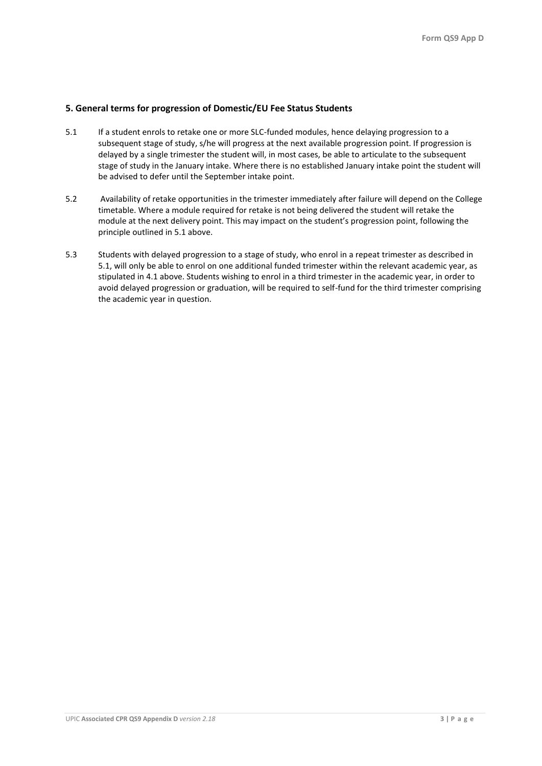## 5. General terms for progression of Domestic/EU Fee Status Students

5.1 If a student enrols to retake one or more SLC-funded modules, hence delaying progression to a subsequent stage of study, s/he will progress at the next available progression point. If progression is delayed by a single trimester the student will, in most cases, be able to articulate to the subsequent stage of study in the January intake. Where there is no established January intake point the student will be advised to defer until the September intake point.

5.2 Availability of retake opportunities in the trimester immediately after failure will depend on the College timetable. Where a module required for retake is not being delivered the student will retake the module at the next delivery point. This may impact on the student's progression point, following the principle outlined in 5.1 above.

5.3 Students with delayed progression to a stage of study, who enrol in a repeat trimester as described in 5.1, will only be able to enrol on one additional funded trimester within the relevant academic year, as stipulated in 4.1 above. Students wishing to enrol in a third trimester in the academic year, in order to avoid delayed progression or graduation, will be required to self-fund for the third trimester comprising the academic year in question.